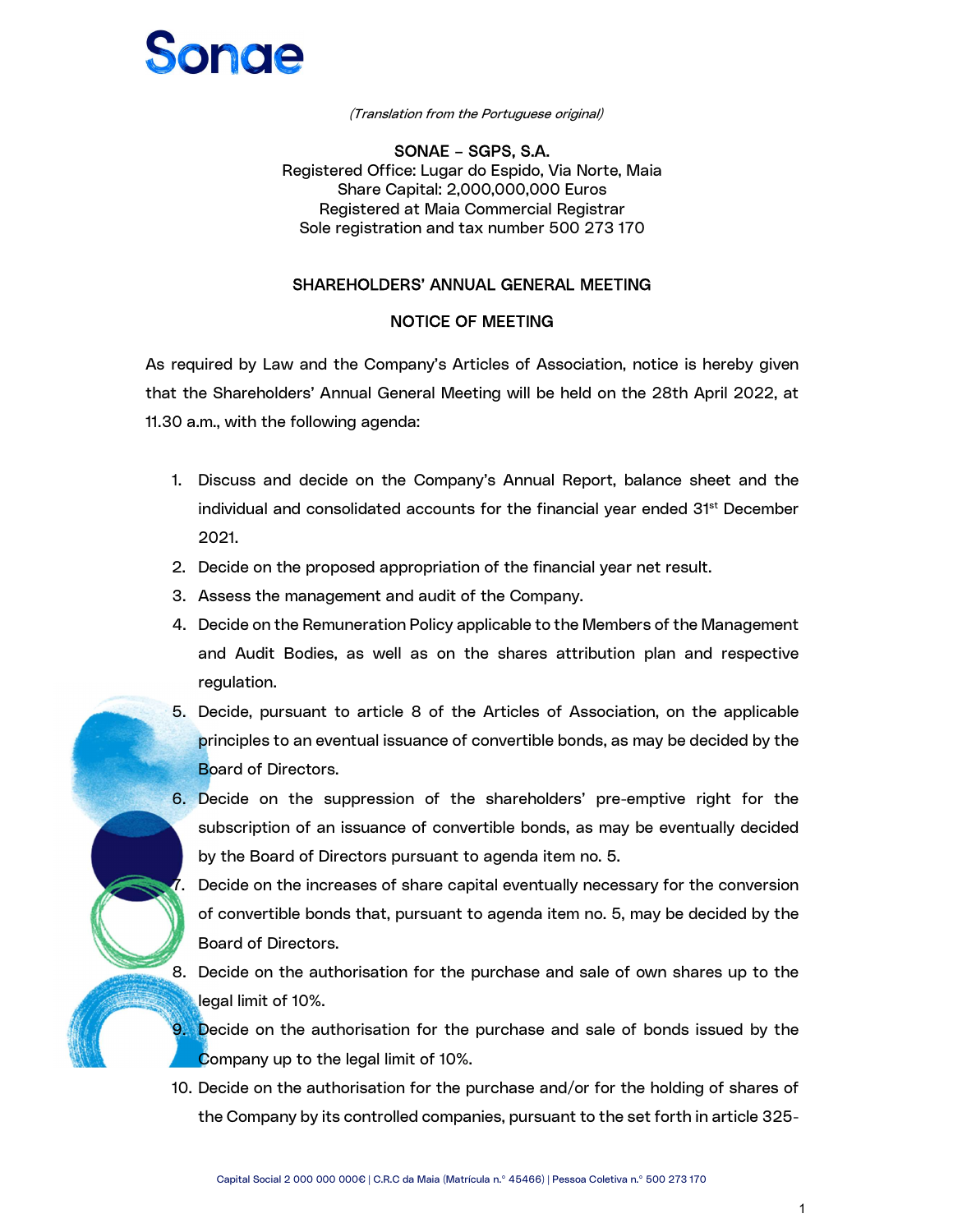Sonae

*(Translation from the Portuguese original)*

**SONAE – SGPS, S.A.**
Registered Office: Lugar do Espido, Via Norte, Maia
Share Capital: 2,000,000,000 Euros
Registered at Maia Commercial Registrar
Sole registration and tax number 500 273 170

## SHAREHOLDERS' ANNUAL GENERAL MEETING

## NOTICE OF MEETING

As required by Law and the Company's Articles of Association, notice is hereby given that the Shareholders' Annual General Meeting will be held on the 28th April 2022, at 11.30 a.m., with the following agenda:

1. Discuss and decide on the Company's Annual Report, balance sheet and the individual and consolidated accounts for the financial year ended 31st December 2021.
2. Decide on the proposed appropriation of the financial year net result.
3. Assess the management and audit of the Company.
4. Decide on the Remuneration Policy applicable to the Members of the Management and Audit Bodies, as well as on the shares attribution plan and respective regulation.
5. Decide, pursuant to article 8 of the Articles of Association, on the applicable principles to an eventual issuance of convertible bonds, as may be decided by the Board of Directors.
6. Decide on the suppression of the shareholders' pre-emptive right for the subscription of an issuance of convertible bonds, as may be eventually decided by the Board of Directors pursuant to agenda item no. 5.
7. Decide on the increases of share capital eventually necessary for the conversion of convertible bonds that, pursuant to agenda item no. 5, may be decided by the Board of Directors.
8. Decide on the authorisation for the purchase and sale of own shares up to the legal limit of 10%.
9. Decide on the authorisation for the purchase and sale of bonds issued by the Company up to the legal limit of 10%.
10. Decide on the authorisation for the purchase and/or for the holding of shares of the Company by its controlled companies, pursuant to the set forth in article 325-

Capital Social 2 000 000 000€ | C.R.C da Maia (Matrícula n.º 45466) | Pessoa Coletiva n.º 500 273 170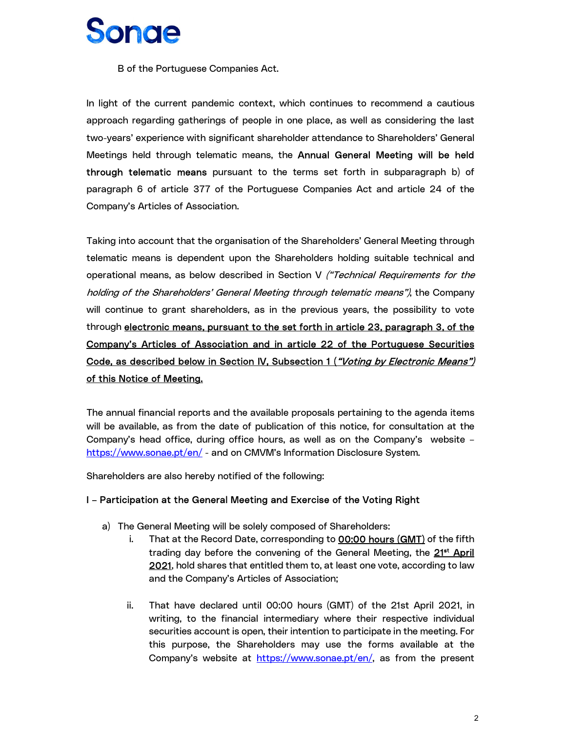B of the Portuguese Companies Act.

In light of the current pandemic context, which continues to recommend a cautious approach regarding gatherings of people in one place, as well as considering the last two-years' experience with significant shareholder attendance to Shareholders' General Meetings held through telematic means, the **Annual General Meeting will be held through telematic means** pursuant to the terms set forth in subparagraph b) of paragraph 6 of article 377 of the Portuguese Companies Act and article 24 of the Company's Articles of Association.

Taking into account that the organisation of the Shareholders' General Meeting through telematic means is dependent upon the Shareholders holding suitable technical and operational means, as below described in Section V *("Technical Requirements for the holding of the Shareholders' General Meeting through telematic means")*, the Company will continue to grant shareholders, as in the previous years, the possibility to vote through **electronic means, pursuant to the set forth in article 23, paragraph 3, of the Company's Articles of Association and in article 22 of the Portuguese Securities Code, as described below in Section IV, Subsection 1 (*"Voting by Electronic Means"*) of this Notice of Meeting.**

The annual financial reports and the available proposals pertaining to the agenda items will be available, as from the date of publication of this notice, for consultation at the Company's head office, during office hours, as well as on the Company's website – https://www.sonae.pt/en/ - and on CMVM's Information Disclosure System.

Shareholders are also hereby notified of the following:

**I – Participation at the General Meeting and Exercise of the Voting Right**

a) The General Meeting will be solely composed of Shareholders:

   i. That at the Record Date, corresponding to 00:00 hours (GMT) of the fifth trading day before the convening of the General Meeting, the **21st April 2021**, hold shares that entitled them to, at least one vote, according to law and the Company's Articles of Association;

   ii. That have declared until 00:00 hours (GMT) of the 21st April 2021, in writing, to the financial intermediary where their respective individual securities account is open, their intention to participate in the meeting. For this purpose, the Shareholders may use the forms available at the Company's website at https://www.sonae.pt/en/, as from the present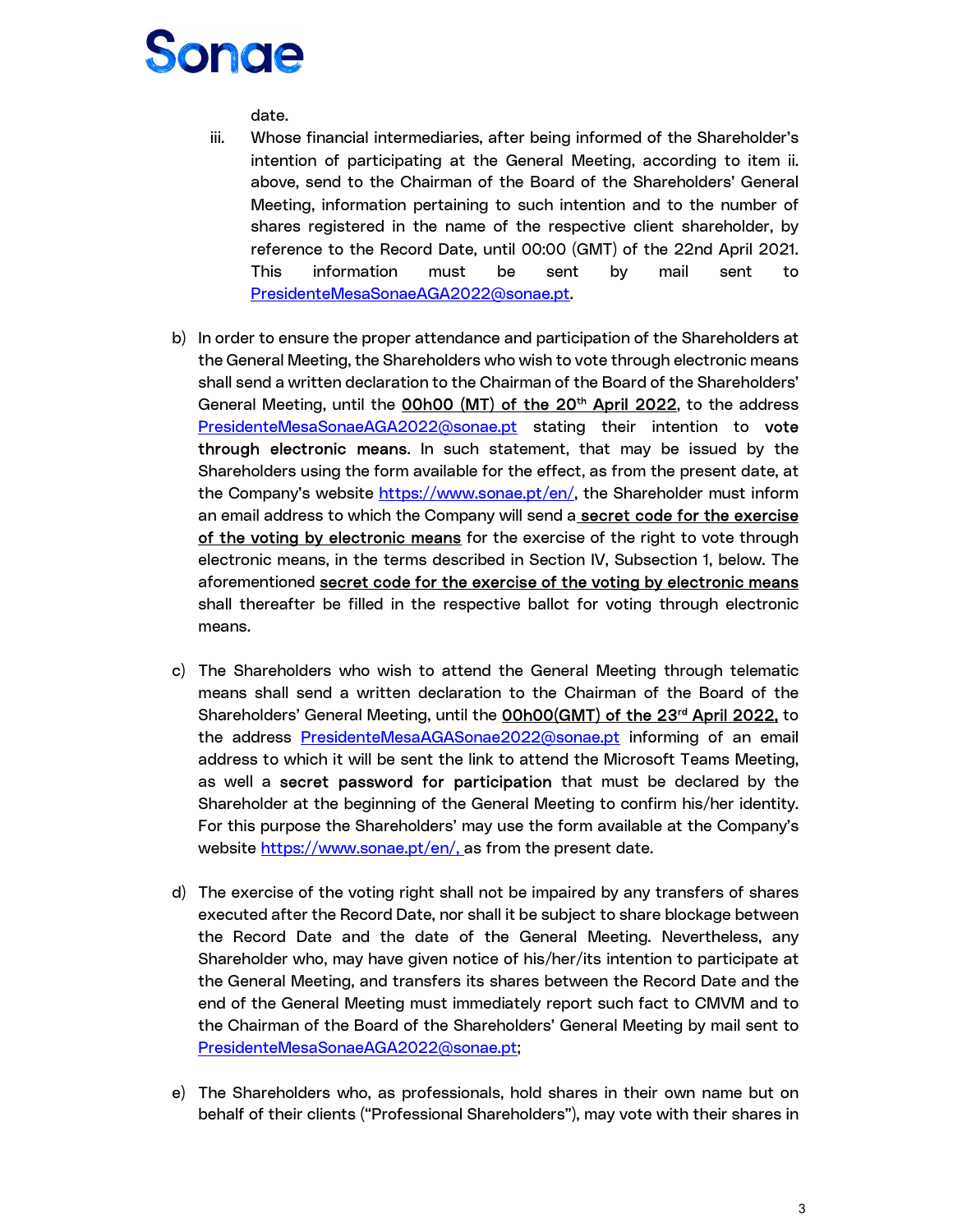date.

iii. Whose financial intermediaries, after being informed of the Shareholder's intention of participating at the General Meeting, according to item ii. above, send to the Chairman of the Board of the Shareholders' General Meeting, information pertaining to such intention and to the number of shares registered in the name of the respective client shareholder, by reference to the Record Date, until 00:00 (GMT) of the 22nd April 2021. This information must be sent by mail sent to PresidenteMesaSonaeAGA2022@sonae.pt.

b) In order to ensure the proper attendance and participation of the Shareholders at the General Meeting, the Shareholders who wish to vote through electronic means shall send a written declaration to the Chairman of the Board of the Shareholders' General Meeting, until the **00h00 (MT) of the 20th April 2022**, to the address PresidenteMesaSonaeAGA2022@sonae.pt stating their intention to **vote through electronic means**. In such statement, that may be issued by the Shareholders using the form available for the effect, as from the present date, at the Company's website https://www.sonae.pt/en/, the Shareholder must inform an email address to which the Company will send a **secret code for the exercise of the voting by electronic means** for the exercise of the right to vote through electronic means, in the terms described in Section IV, Subsection 1, below. The aforementioned **secret code for the exercise of the voting by electronic means** shall thereafter be filled in the respective ballot for voting through electronic means.

c) The Shareholders who wish to attend the General Meeting through telematic means shall send a written declaration to the Chairman of the Board of the Shareholders' General Meeting, until the **00h00(GMT) of the 23rd April 2022,** to the address PresidenteMesaAGASonae2022@sonae.pt informing of an email address to which it will be sent the link to attend the Microsoft Teams Meeting, as well a **secret password for participation** that must be declared by the Shareholder at the beginning of the General Meeting to confirm his/her identity. For this purpose the Shareholders' may use the form available at the Company's website https://www.sonae.pt/en/, as from the present date.

d) The exercise of the voting right shall not be impaired by any transfers of shares executed after the Record Date, nor shall it be subject to share blockage between the Record Date and the date of the General Meeting. Nevertheless, any Shareholder who, may have given notice of his/her/its intention to participate at the General Meeting, and transfers its shares between the Record Date and the end of the General Meeting must immediately report such fact to CMVM and to the Chairman of the Board of the Shareholders' General Meeting by mail sent to PresidenteMesaSonaeAGA2022@sonae.pt;

e) The Shareholders who, as professionals, hold shares in their own name but on behalf of their clients ("Professional Shareholders"), may vote with their shares in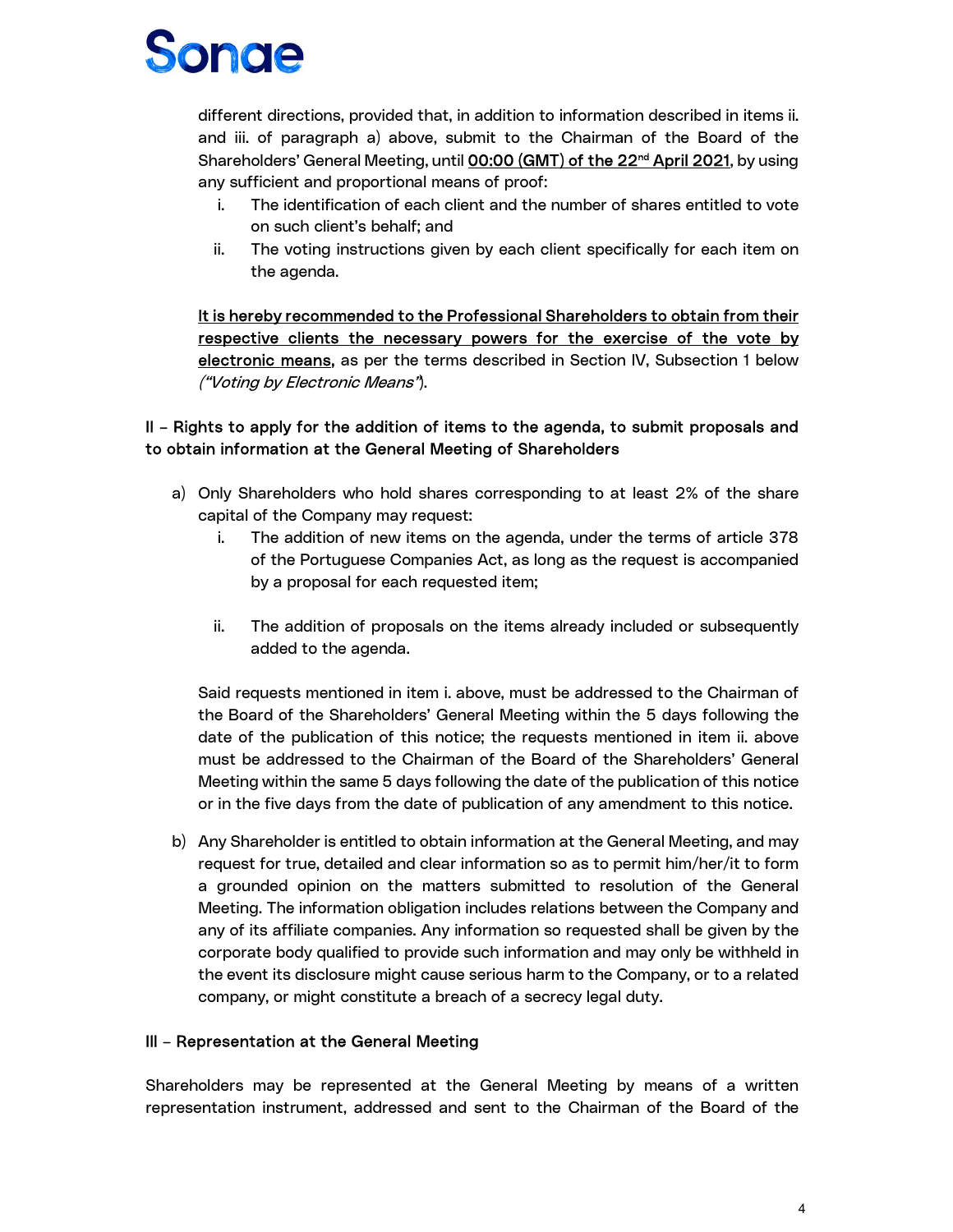different directions, provided that, in addition to information described in items ii. and iii. of paragraph a) above, submit to the Chairman of the Board of the Shareholders' General Meeting, until <u>00:00 (GMT) of the 22nd April 2021</u>, by using any sufficient and proportional means of proof:

i. The identification of each client and the number of shares entitled to vote on such client's behalf; and
ii. The voting instructions given by each client specifically for each item on the agenda.

<u>It is hereby recommended to the Professional Shareholders to obtain from their respective clients the necessary powers for the exercise of the vote by electronic means</u>, as per the terms described in Section IV, Subsection 1 below *("Voting by Electronic Means")*.

## II – Rights to apply for the addition of items to the agenda, to submit proposals and to obtain information at the General Meeting of Shareholders

a) Only Shareholders who hold shares corresponding to at least 2% of the share capital of the Company may request:

   i. The addition of new items on the agenda, under the terms of article 378 of the Portuguese Companies Act, as long as the request is accompanied by a proposal for each requested item;

   ii. The addition of proposals on the items already included or subsequently added to the agenda.

   Said requests mentioned in item i. above, must be addressed to the Chairman of the Board of the Shareholders' General Meeting within the 5 days following the date of the publication of this notice; the requests mentioned in item ii. above must be addressed to the Chairman of the Board of the Shareholders' General Meeting within the same 5 days following the date of the publication of this notice or in the five days from the date of publication of any amendment to this notice.

b) Any Shareholder is entitled to obtain information at the General Meeting, and may request for true, detailed and clear information so as to permit him/her/it to form a grounded opinion on the matters submitted to resolution of the General Meeting. The information obligation includes relations between the Company and any of its affiliate companies. Any information so requested shall be given by the corporate body qualified to provide such information and may only be withheld in the event its disclosure might cause serious harm to the Company, or to a related company, or might constitute a breach of a secrecy legal duty.

## III – Representation at the General Meeting

Shareholders may be represented at the General Meeting by means of a written representation instrument, addressed and sent to the Chairman of the Board of the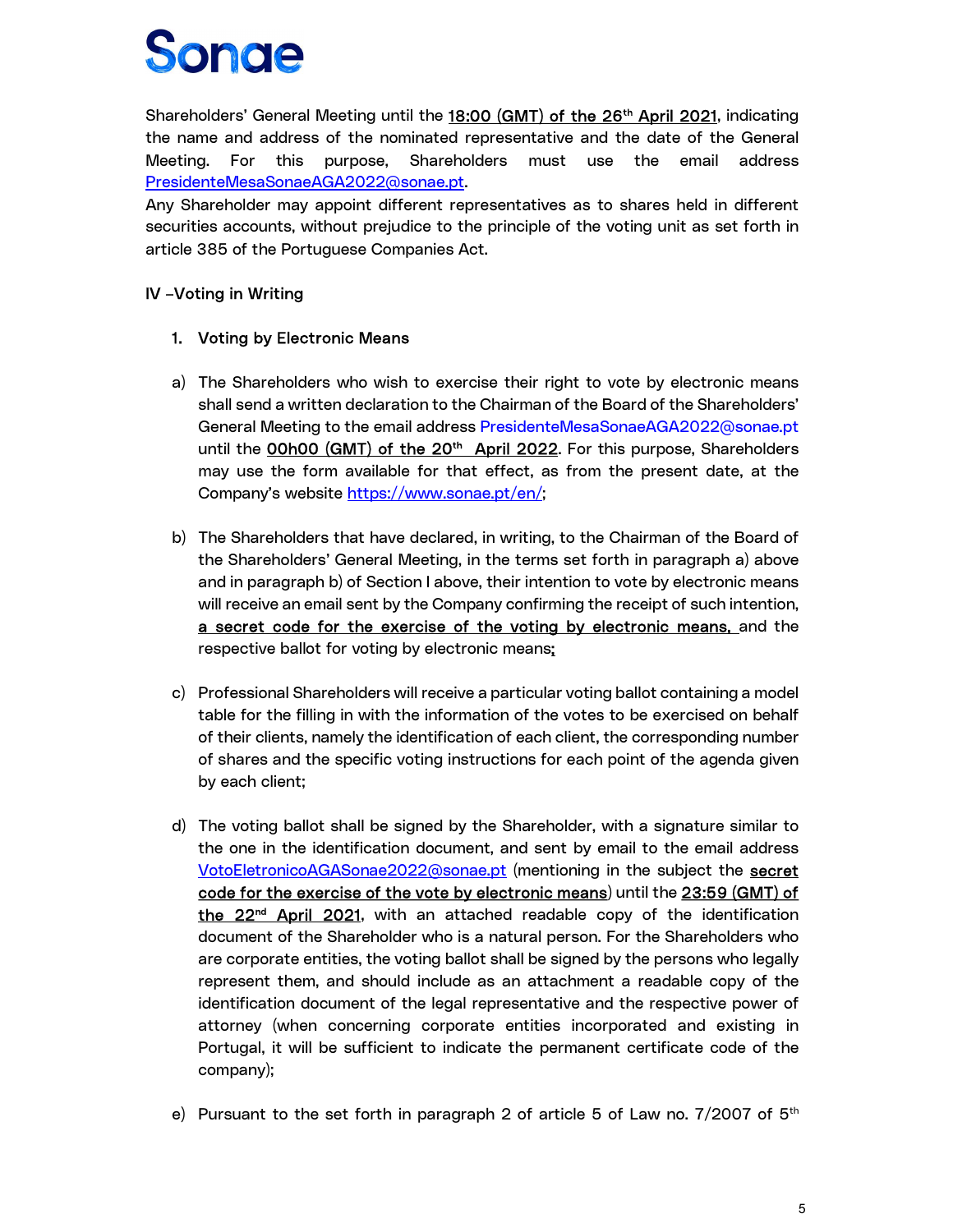Shareholders' General Meeting until the <u>18:00 (GMT) of the 26th April 2021</u>, indicating the name and address of the nominated representative and the date of the General Meeting. For this purpose, Shareholders must use the email address PresidenteMesaSonaeAGA2022@sonae.pt.

Any Shareholder may appoint different representatives as to shares held in different securities accounts, without prejudice to the principle of the voting unit as set forth in article 385 of the Portuguese Companies Act.

## IV –Voting in Writing

### 1. Voting by Electronic Means

a) The Shareholders who wish to exercise their right to vote by electronic means shall send a written declaration to the Chairman of the Board of the Shareholders' General Meeting to the email address PresidenteMesaSonaeAGA2022@sonae.pt until the **<u>00h00 (GMT) of the 20th April 2022</u>**. For this purpose, Shareholders may use the form available for that effect, as from the present date, at the Company's website https://www.sonae.pt/en/;

b) The Shareholders that have declared, in writing, to the Chairman of the Board of the Shareholders' General Meeting, in the terms set forth in paragraph a) above and in paragraph b) of Section I above, their intention to vote by electronic means will receive an email sent by the Company confirming the receipt of such intention, **<u>a secret code for the exercise of the voting by electronic means,</u>** and the respective ballot for voting by electronic means;

c) Professional Shareholders will receive a particular voting ballot containing a model table for the filling in with the information of the votes to be exercised on behalf of their clients, namely the identification of each client, the corresponding number of shares and the specific voting instructions for each point of the agenda given by each client;

d) The voting ballot shall be signed by the Shareholder, with a signature similar to the one in the identification document, and sent by email to the email address VotoEletronicoAGASonae2022@sonae.pt (mentioning in the subject the **<u>secret code for the exercise of the vote by electronic means</u>**) until the <u>23:59 (GMT) of the 22nd April 2021</u>, with an attached readable copy of the identification document of the Shareholder who is a natural person. For the Shareholders who are corporate entities, the voting ballot shall be signed by the persons who legally represent them, and should include as an attachment a readable copy of the identification document of the legal representative and the respective power of attorney (when concerning corporate entities incorporated and existing in Portugal, it will be sufficient to indicate the permanent certificate code of the company);

e) Pursuant to the set forth in paragraph 2 of article 5 of Law no. 7/2007 of 5th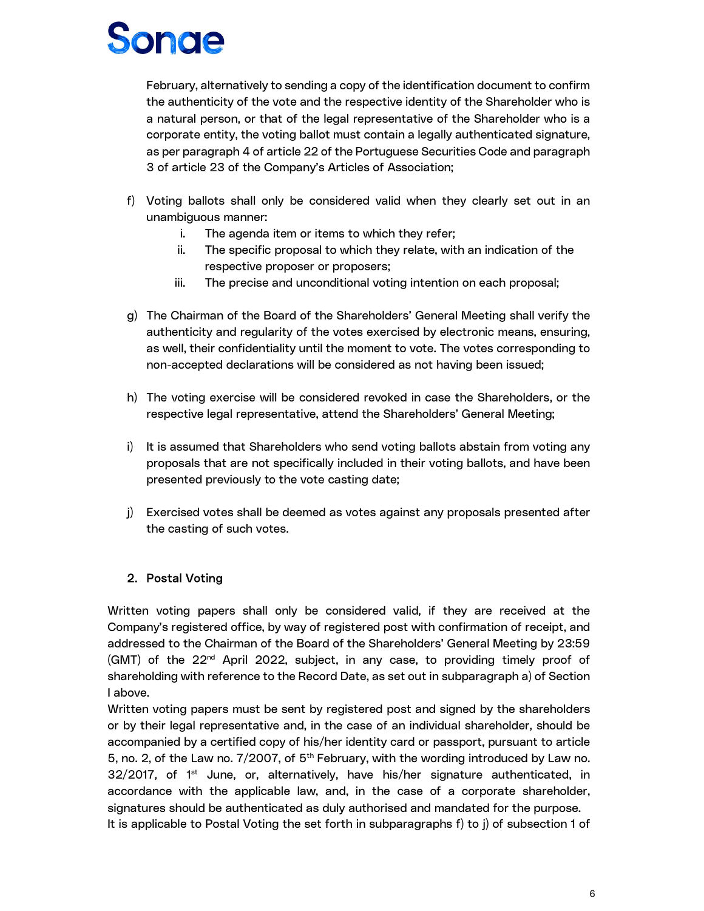February, alternatively to sending a copy of the identification document to confirm the authenticity of the vote and the respective identity of the Shareholder who is a natural person, or that of the legal representative of the Shareholder who is a corporate entity, the voting ballot must contain a legally authenticated signature, as per paragraph 4 of article 22 of the Portuguese Securities Code and paragraph 3 of article 23 of the Company's Articles of Association;

f) Voting ballots shall only be considered valid when they clearly set out in an unambiguous manner:
   i. The agenda item or items to which they refer;
   ii. The specific proposal to which they relate, with an indication of the respective proposer or proposers;
   iii. The precise and unconditional voting intention on each proposal;

g) The Chairman of the Board of the Shareholders' General Meeting shall verify the authenticity and regularity of the votes exercised by electronic means, ensuring, as well, their confidentiality until the moment to vote. The votes corresponding to non-accepted declarations will be considered as not having been issued;

h) The voting exercise will be considered revoked in case the Shareholders, or the respective legal representative, attend the Shareholders' General Meeting;

i) It is assumed that Shareholders who send voting ballots abstain from voting any proposals that are not specifically included in their voting ballots, and have been presented previously to the vote casting date;

j) Exercised votes shall be deemed as votes against any proposals presented after the casting of such votes.

## 2. Postal Voting

Written voting papers shall only be considered valid, if they are received at the Company's registered office, by way of registered post with confirmation of receipt, and addressed to the Chairman of the Board of the Shareholders' General Meeting by 23:59 (GMT) of the 22nd April 2022, subject, in any case, to providing timely proof of shareholding with reference to the Record Date, as set out in subparagraph a) of Section I above.

Written voting papers must be sent by registered post and signed by the shareholders or by their legal representative and, in the case of an individual shareholder, should be accompanied by a certified copy of his/her identity card or passport, pursuant to article 5, no. 2, of the Law no. 7/2007, of 5th February, with the wording introduced by Law no. 32/2017, of 1st June, or, alternatively, have his/her signature authenticated, in accordance with the applicable law, and, in the case of a corporate shareholder, signatures should be authenticated as duly authorised and mandated for the purpose.

It is applicable to Postal Voting the set forth in subparagraphs f) to j) of subsection 1 of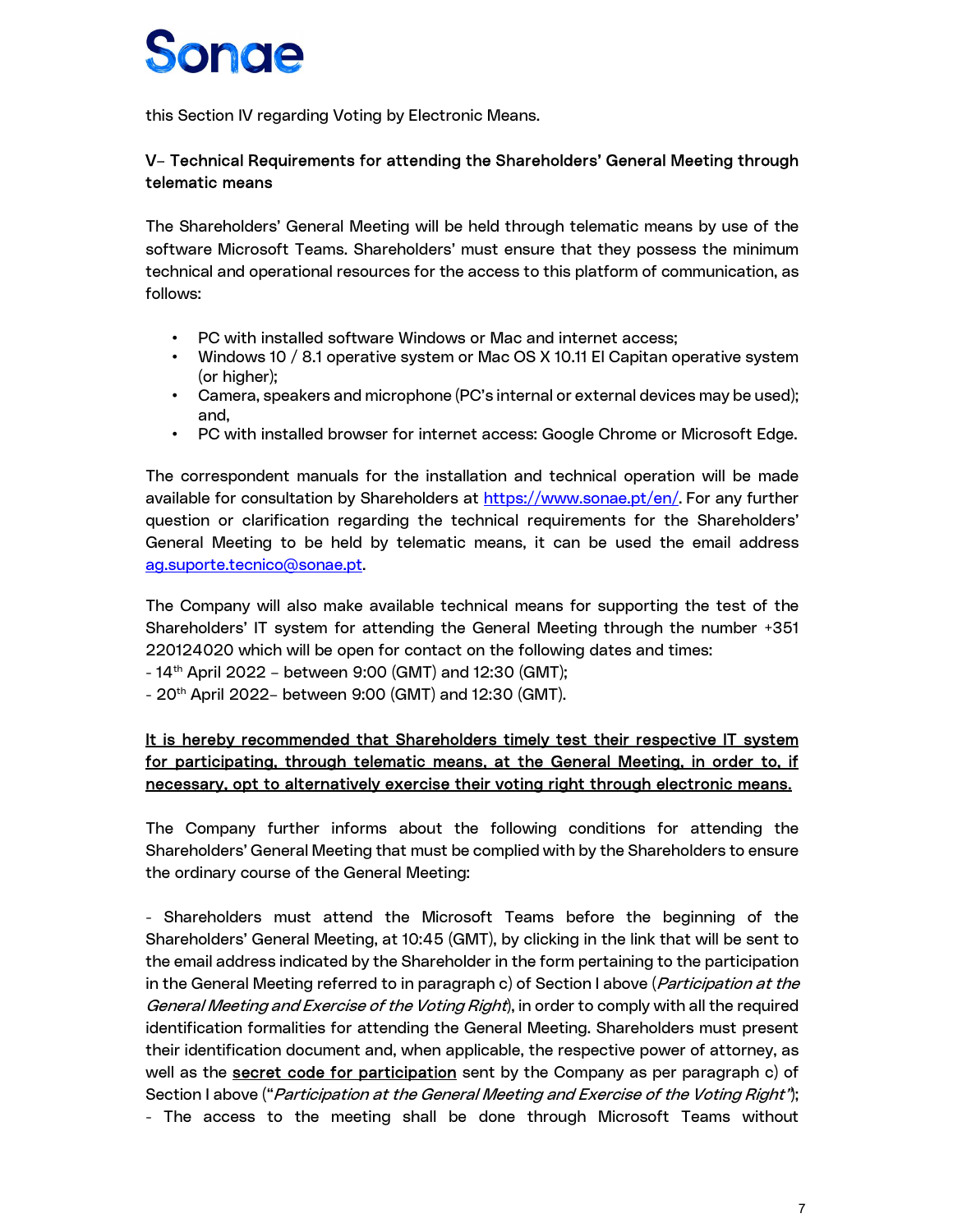this Section IV regarding Voting by Electronic Means.

## V– Technical Requirements for attending the Shareholders' General Meeting through telematic means

The Shareholders' General Meeting will be held through telematic means by use of the software Microsoft Teams. Shareholders' must ensure that they possess the minimum technical and operational resources for the access to this platform of communication, as follows:

- PC with installed software Windows or Mac and internet access;
- Windows 10 / 8.1 operative system or Mac OS X 10.11 El Capitan operative system (or higher);
- Camera, speakers and microphone (PC's internal or external devices may be used); and,
- PC with installed browser for internet access: Google Chrome or Microsoft Edge.

The correspondent manuals for the installation and technical operation will be made available for consultation by Shareholders at https://www.sonae.pt/en/. For any further question or clarification regarding the technical requirements for the Shareholders' General Meeting to be held by telematic means, it can be used the email address ag.suporte.tecnico@sonae.pt.

The Company will also make available technical means for supporting the test of the Shareholders' IT system for attending the General Meeting through the number +351 220124020 which will be open for contact on the following dates and times:
- 14th April 2022 – between 9:00 (GMT) and 12:30 (GMT);
- 20th April 2022– between 9:00 (GMT) and 12:30 (GMT).

<u>It is hereby recommended that Shareholders timely test their respective IT system for participating, through telematic means, at the General Meeting, in order to, if necessary, opt to alternatively exercise their voting right through electronic means.</u>

The Company further informs about the following conditions for attending the Shareholders' General Meeting that must be complied with by the Shareholders to ensure the ordinary course of the General Meeting:

- Shareholders must attend the Microsoft Teams before the beginning of the Shareholders' General Meeting, at 10:45 (GMT), by clicking in the link that will be sent to the email address indicated by the Shareholder in the form pertaining to the participation in the General Meeting referred to in paragraph c) of Section I above (*Participation at the General Meeting and Exercise of the Voting Right*), in order to comply with all the required identification formalities for attending the General Meeting. Shareholders must present their identification document and, when applicable, the respective power of attorney, as well as the <u>secret code for participation</u> sent by the Company as per paragraph c) of Section I above ("*Participation at the General Meeting and Exercise of the Voting Right*");
- The access to the meeting shall be done through Microsoft Teams without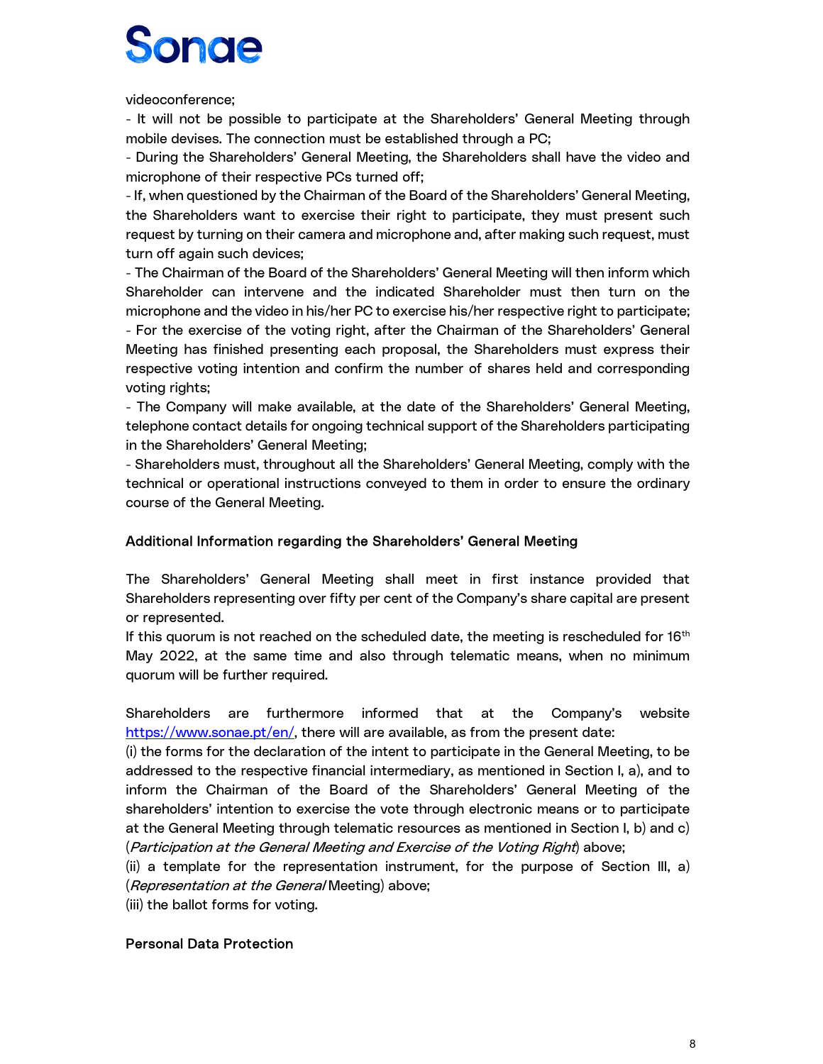videoconference;

- It will not be possible to participate at the Shareholders' General Meeting through mobile devises. The connection must be established through a PC;
- During the Shareholders' General Meeting, the Shareholders shall have the video and microphone of their respective PCs turned off;
- If, when questioned by the Chairman of the Board of the Shareholders' General Meeting, the Shareholders want to exercise their right to participate, they must present such request by turning on their camera and microphone and, after making such request, must turn off again such devices;
- The Chairman of the Board of the Shareholders' General Meeting will then inform which Shareholder can intervene and the indicated Shareholder must then turn on the microphone and the video in his/her PC to exercise his/her respective right to participate;
- For the exercise of the voting right, after the Chairman of the Shareholders' General Meeting has finished presenting each proposal, the Shareholders must express their respective voting intention and confirm the number of shares held and corresponding voting rights;
- The Company will make available, at the date of the Shareholders' General Meeting, telephone contact details for ongoing technical support of the Shareholders participating in the Shareholders' General Meeting;
- Shareholders must, throughout all the Shareholders' General Meeting, comply with the technical or operational instructions conveyed to them in order to ensure the ordinary course of the General Meeting.

**Additional Information regarding the Shareholders' General Meeting**

The Shareholders' General Meeting shall meet in first instance provided that Shareholders representing over fifty per cent of the Company's share capital are present or represented.

If this quorum is not reached on the scheduled date, the meeting is rescheduled for 16th May 2022, at the same time and also through telematic means, when no minimum quorum will be further required.

Shareholders are furthermore informed that at the Company's website [https://www.sonae.pt/en/](https://www.sonae.pt/en/), there will are available, as from the present date:

(i) the forms for the declaration of the intent to participate in the General Meeting, to be addressed to the respective financial intermediary, as mentioned in Section I, a), and to inform the Chairman of the Board of the Shareholders' General Meeting of the shareholders' intention to exercise the vote through electronic means or to participate at the General Meeting through telematic resources as mentioned in Section I, b) and c) (*Participation at the General Meeting and Exercise of the Voting Right*) above;

(ii) a template for the representation instrument, for the purpose of Section III, a) (*Representation at the General* Meeting) above;

(iii) the ballot forms for voting.

**Personal Data Protection**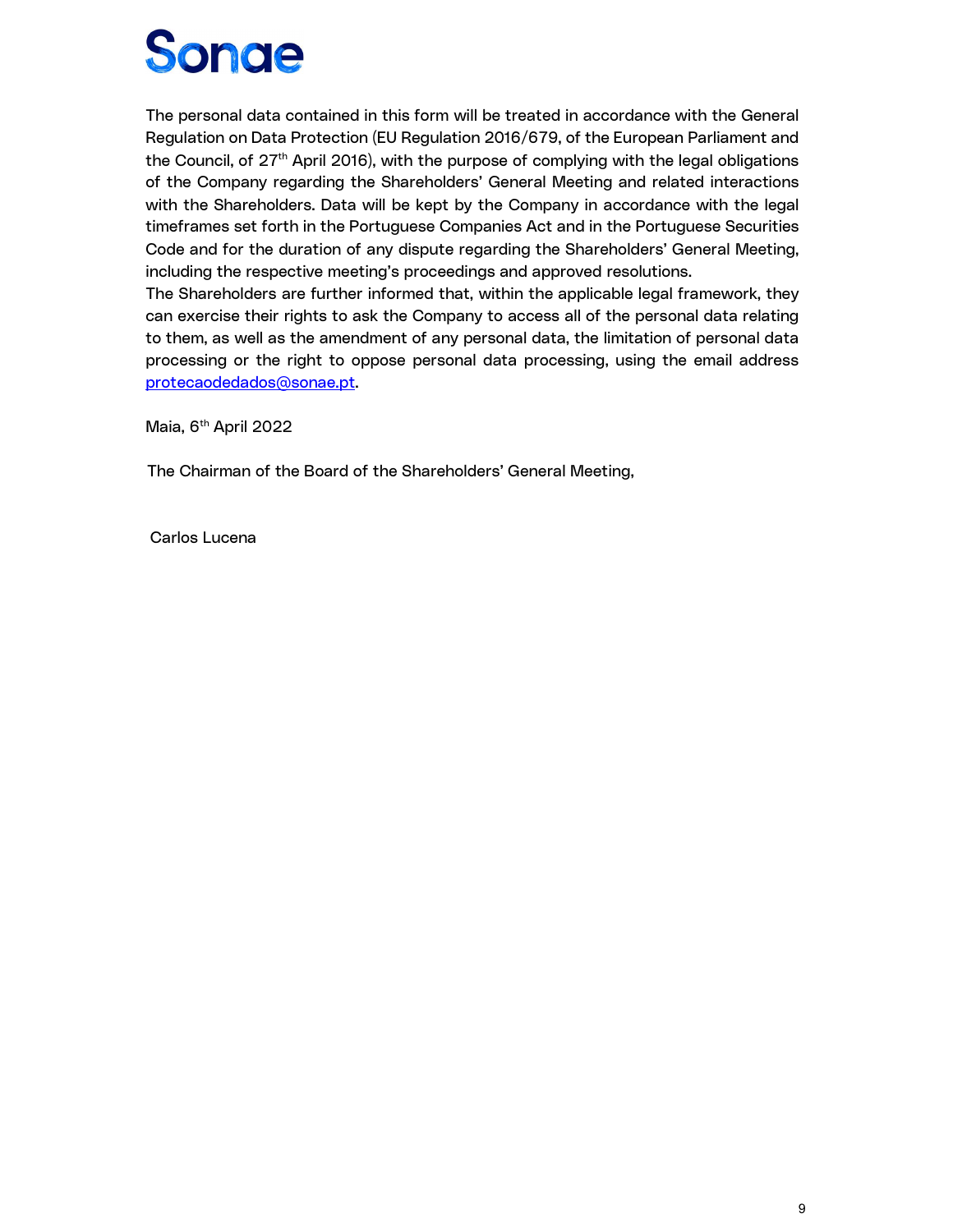The personal data contained in this form will be treated in accordance with the General Regulation on Data Protection (EU Regulation 2016/679, of the European Parliament and the Council, of 27th April 2016), with the purpose of complying with the legal obligations of the Company regarding the Shareholders' General Meeting and related interactions with the Shareholders. Data will be kept by the Company in accordance with the legal timeframes set forth in the Portuguese Companies Act and in the Portuguese Securities Code and for the duration of any dispute regarding the Shareholders' General Meeting, including the respective meeting's proceedings and approved resolutions.
The Shareholders are further informed that, within the applicable legal framework, they can exercise their rights to ask the Company to access all of the personal data relating to them, as well as the amendment of any personal data, the limitation of personal data processing or the right to oppose personal data processing, using the email address protecaodedados@sonae.pt.

Maia, 6th April 2022

The Chairman of the Board of the Shareholders' General Meeting,

Carlos Lucena